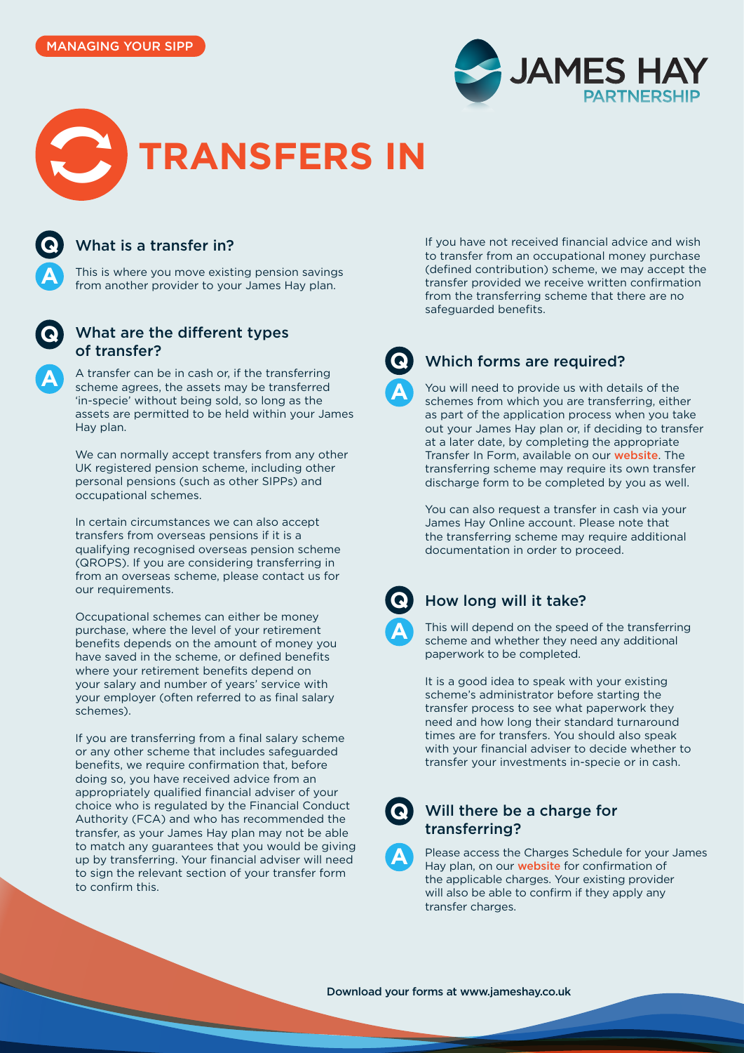MANAGING YOUR SIPP

# TRANSFERS IN

## What is a transfer in?

This is where you move existing pension savings from another provider to your James Hay plan.

## What are the different types of transfer?

A transfer can be in cash or, if the transferring scheme agrees, the assets may be transferred 'in-specie' without being sold, so long as the assets are permitted to be held within your James Hay plan.

We can normally accept transfers from any other UK registered pension scheme, including other personal pensions (such as other SIPPs) and occupational schemes.

In certain circumstances we can also accept transfers from overseas pensions if it is a qualifying recognised overseas pension scheme (QROPS). If you are considering transferring in from an overseas scheme, please contact us for our requirements.

Occupational schemes can either be money purchase, where the level of your retirement benefits depends on the amount of money you have saved in the scheme, or defined benefits where your retirement benefits depend on your salary and number of years' service with your employer (often referred to as final salary schemes).

If you are transferring from a final salary scheme or any other scheme that includes safeguarded benefits, we require confirmation that, before doing so, you have received advice from an appropriately qualified financial adviser of your choice who is regulated by the Financial Conduct Authority (FCA) and who has recommended the transfer, as your James Hay plan may not be able to match any guarantees that you would be giving up by transferring. Your financial adviser will need to sign the relevant section of your transfer form to confirm this.

If you have not received financial advice and wish to transfer from an occupational money purchase (defined contribution) scheme, we may accept the transfer provided we receive written confirmation from the transferring scheme that there are no safeguarded benefits.

## Which forms are required?

You will need to provide us with details of the schemes from which you are transferring, either as part of the application process when you take out your James Hay plan or, if deciding to transfer at a later date, by completing the appropriate Transfer In Form, available on our website. The transferring scheme may require its own transfer discharge form to be completed by you as well.

You can also request a transfer in cash via your James Hay Online account. Please note that the transferring scheme may require additional documentation in order to proceed.

## How long will it take?

This will depend on the speed of the transferring scheme and whether they need any additional paperwork to be completed.

It is a good idea to speak with your existing scheme's administrator before starting the transfer process to see what paperwork they need and how long their standard turnaround times are for transfers. You should also speak with your financial adviser to decide whether to transfer your investments in-specie or in cash.

## Will there be a charge for transferring?

Please access the Charges Schedule for your James Hay plan, on our website for confirmation of the applicable charges. Your existing provider will also be able to confirm if they apply any transfer charges.

**Download your forms at www.jameshay.co.uk**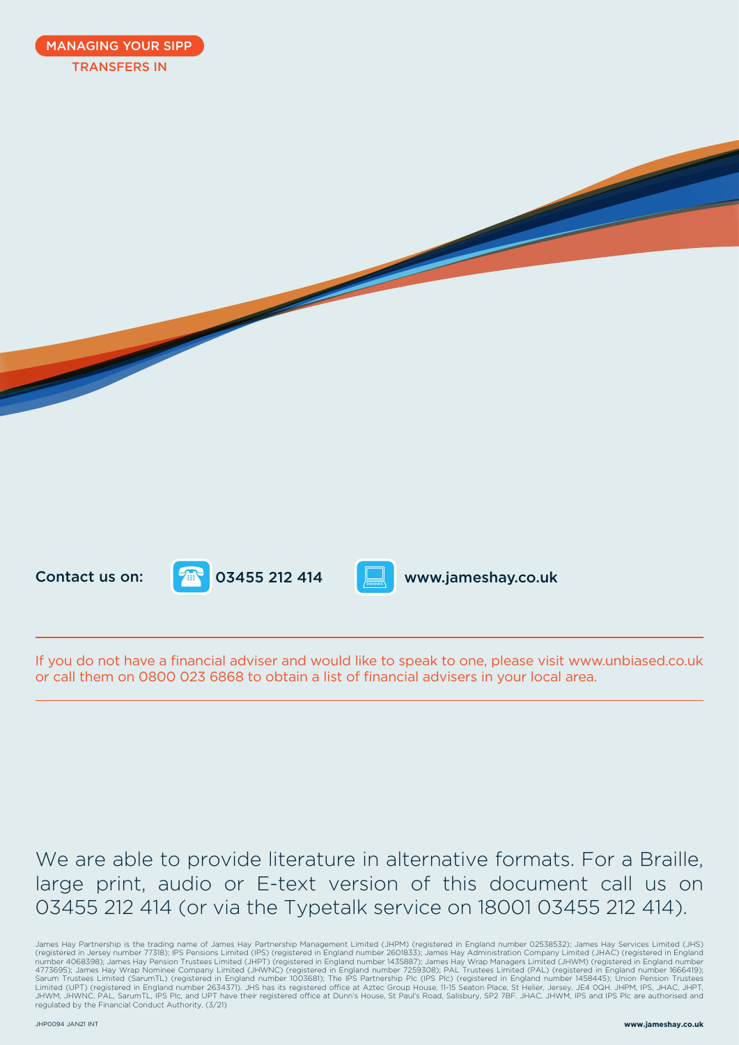MANAGING YOUR SIPP

TRANSFERS IN

**Contact us on:** 03455 212 414 www.jameshay.co.uk

If you do not have a financial adviser and would like to speak to one, please visit www.unbiased.co.uk or call them on 0800 023 6868 to obtain a list of financial advisers in your local area.

We are able to provide literature in alternative formats. For a Braille, large print, audio or E-text version of this document call us on 03455 212 414 (or via the Typetalk service on 18001 03455 212 414).

James Hay Partnership is the trading name of James Hay Partnership Management Limited (JHPM) (registered in England number 02538532); James Hay Services Limited (JHS) (registered in Jersey number 77318); IPS Pensions Limited (IPS) (registered in England number 2601833); James Hay Administration Company Limited (JHAC) (registered in England number 4068398); James Hay Pension Trustees Limited (JHPT) (registered in England number 1435887); James Hay Wrap Managers Limited (JHWM) (registered in England number 4773695); James Hay Wrap Nominee Company Limited (JHWNC) (registered in England number 7259308); PAL Trustees Limited (PAL) (registered in England number 1666419); Sarum Trustees Limited (SarumTL) (registered in England number 1003681); The IPS Partnership Plc (IPS Plc) (registered in England number 1458445); Union Pension Trustees Limited (UPT) (registered in England number 2634371). JHS has its registered office at Aztec Group House, 11-15 Seaton Place, St Helier, Jersey, JE4 0QH. JHPM, IPS, JHAC, JHPT, JHWM, JHWNC, PAL, SarumTL, IPS Plc, and UPT have their registered office at Dunn's House, St Paul's Road, Salisbury, SP2 7BF. JHAC, JHWM, IPS and IPS Plc are authorised and regulated by the Financial Conduct Authority. (3/21)

JHP0094 JAN21 INT